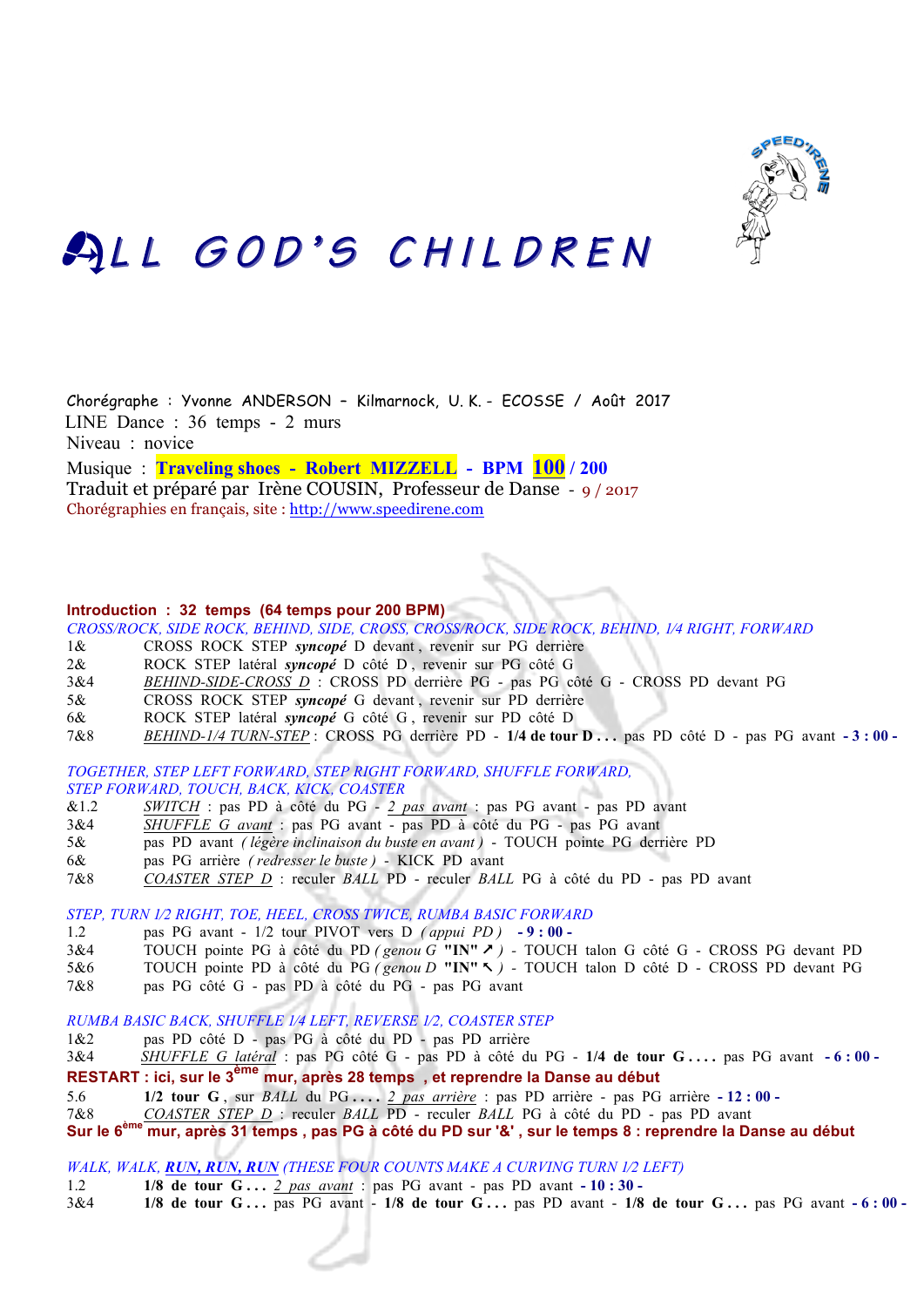# ALL GOD'S CHILDREN

Chorégraphe : Yvonne ANDERSON – Kilmarnock, U. K. - ECOSSE / Août 2017
LINE Dance : 36 temps - 2 murs
Niveau : novice
Musique : **Traveling shoes - Robert MIZZELL - BPM 100 / 200**
Traduit et préparé par Irène COUSIN, Professeur de Danse - 9 / 2017
Chorégraphies en français, site : http://www.speedirene.com

**Introduction : 32 temps (64 temps pour 200 BPM)**

*CROSS/ROCK, SIDE ROCK, BEHIND, SIDE, CROSS, CROSS/ROCK, SIDE ROCK, BEHIND, 1/4 RIGHT, FORWARD*

| | |
|---|---|
| 1& | CROSS ROCK STEP ***syncopé*** D devant , revenir sur PG derrière |
| 2& | ROCK STEP latéral ***syncopé*** D côté D , revenir sur PG côté G |
| 3&4 | *BEHIND-SIDE-CROSS D* : CROSS PD derrière PG - pas PG côté G - CROSS PD devant PG |
| 5& | CROSS ROCK STEP ***syncopé*** G devant , revenir sur PD derrière |
| 6& | ROCK STEP latéral ***syncopé*** G côté G , revenir sur PD côté D |
| 7&8 | *BEHIND-1/4 TURN-STEP* : CROSS PG derrière PD - **1/4 de tour D . . .** pas PD côté D - pas PG avant **- 3 : 00 -** |

*TOGETHER, STEP LEFT FORWARD, STEP RIGHT FORWARD, SHUFFLE FORWARD, STEP FORWARD, TOUCH, BACK, KICK, COASTER*

| | |
|---|---|
| &1.2 | *SWITCH* : pas PD à côté du PG - *2 pas avant* : pas PG avant - pas PD avant |
| 3&4 | *SHUFFLE G avant* : pas PG avant - pas PD à côté du PG - pas PG avant |
| 5& | pas PD avant *( légère inclinaison du buste en avant )* - TOUCH pointe PG derrière PD |
| 6& | pas PG arrière *( redresser le buste )* - KICK PD avant |
| 7&8 | *COASTER STEP D* : reculer *BALL* PD - reculer *BALL* PG à côté du PD - pas PD avant |

*STEP, TURN 1/2 RIGHT, TOE, HEEL, CROSS TWICE, RUMBA BASIC FORWARD*

| | |
|---|---|
| 1.2 | pas PG avant - 1/2 tour PIVOT vers D *( appui PD )* **- 9 : 00 -** |
| 3&4 | TOUCH pointe PG à côté du PD *( genou G* **"IN" ↗** *)* - TOUCH talon G côté G - CROSS PG devant PD |
| 5&6 | TOUCH pointe PD à côté du PG *( genou D* **"IN" ↖** *)* - TOUCH talon D côté D - CROSS PD devant PG |
| 7&8 | pas PG côté G - pas PD à côté du PG - pas PG avant |

*RUMBA BASIC BACK, SHUFFLE 1/4 LEFT, REVERSE 1/2, COASTER STEP*

| | |
|---|---|
| 1&2 | pas PD côté D - pas PG à côté du PD - pas PD arrière |
| 3&4 | *SHUFFLE G latéral* : pas PG côté G - pas PD à côté du PG - **1/4 de tour G . . . .** pas PG avant **- 6 : 00 -** |

**RESTART : ici, sur le 3ème mur, après 28 temps , et reprendre la Danse au début**

| | |
|---|---|
| 5.6 | **1/2 tour G** , sur *BALL* du PG **. . . .** *2 pas arrière* : pas PD arrière - pas PG arrière **- 12 : 00 -** |
| 7&8 | *COASTER STEP D* : reculer *BALL* PD - reculer *BALL* PG à côté du PD - pas PD avant |

**Sur le 6ème mur, après 31 temps , pas PG à côté du PD sur '&' , sur le temps 8 : reprendre la Danse au début**

*WALK, WALK, **RUN, RUN, RUN** (THESE FOUR COUNTS MAKE A CURVING TURN 1/2 LEFT)*

| | |
|---|---|
| 1.2 | **1/8 de tour G . . .** *2 pas avant* : pas PG avant - pas PD avant **- 10 : 30 -** |
| 3&4 | **1/8 de tour G . . .** pas PG avant - **1/8 de tour G . . .** pas PD avant - **1/8 de tour G . . .** pas PG avant **- 6 : 00 -** |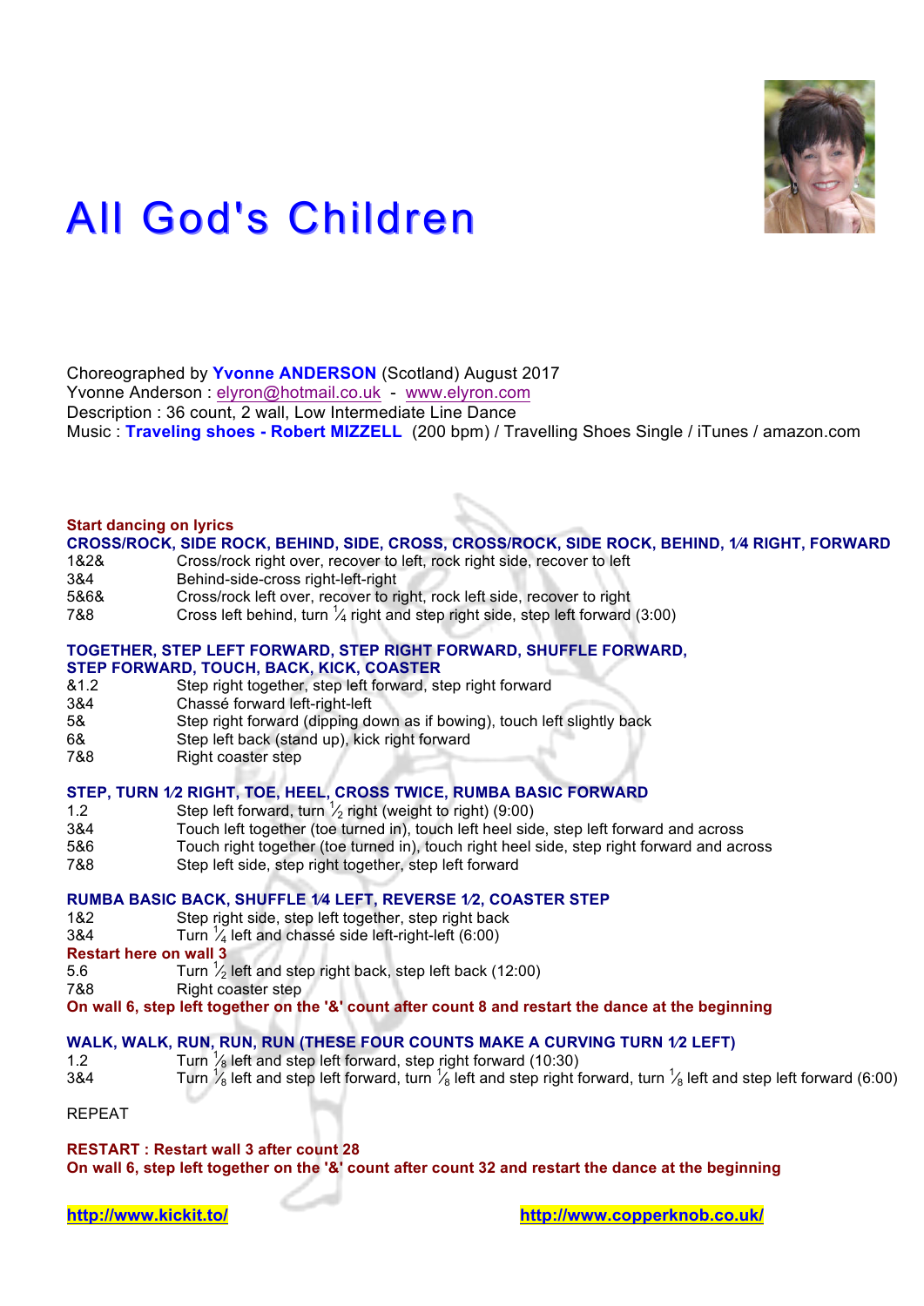# All God's Children

Choreographed by **Yvonne ANDERSON** (Scotland) August 2017
Yvonne Anderson : elyron@hotmail.co.uk - www.elyron.com
Description : 36 count, 2 wall, Low Intermediate Line Dance
Music : **Traveling shoes - Robert MIZZELL** (200 bpm) / Travelling Shoes Single / iTunes / amazon.com

**Start dancing on lyrics**

**CROSS/ROCK, SIDE ROCK, BEHIND, SIDE, CROSS, CROSS/ROCK, SIDE ROCK, BEHIND, 1/4 RIGHT, FORWARD**

| | |
|---|---|
| 1&2& | Cross/rock right over, recover to left, rock right side, recover to left |
| 3&4 | Behind-side-cross right-left-right |
| 5&6& | Cross/rock left over, recover to right, rock left side, recover to right |
| 7&8 | Cross left behind, turn 1/4 right and step right side, step left forward (3:00) |

**TOGETHER, STEP LEFT FORWARD, STEP RIGHT FORWARD, SHUFFLE FORWARD, STEP FORWARD, TOUCH, BACK, KICK, COASTER**

| | |
|---|---|
| &1.2 | Step right together, step left forward, step right forward |
| 3&4 | Chassé forward left-right-left |
| 5& | Step right forward (dipping down as if bowing), touch left slightly back |
| 6& | Step left back (stand up), kick right forward |
| 7&8 | Right coaster step |

**STEP, TURN 1/2 RIGHT, TOE, HEEL, CROSS TWICE, RUMBA BASIC FORWARD**

| | |
|---|---|
| 1.2 | Step left forward, turn 1/2 right (weight to right) (9:00) |
| 3&4 | Touch left together (toe turned in), touch left heel side, step left forward and across |
| 5&6 | Touch right together (toe turned in), touch right heel side, step right forward and across |
| 7&8 | Step left side, step right together, step left forward |

**RUMBA BASIC BACK, SHUFFLE 1/4 LEFT, REVERSE 1/2, COASTER STEP**

| | |
|---|---|
| 1&2 | Step right side, step left together, step right back |
| 3&4 | Turn 1/4 left and chassé side left-right-left (6:00) |

**Restart here on wall 3**

| | |
|---|---|
| 5.6 | Turn 1/2 left and step right back, step left back (12:00) |
| 7&8 | Right coaster step |

**On wall 6, step left together on the '&' count after count 8 and restart the dance at the beginning**

**WALK, WALK, RUN, RUN, RUN (THESE FOUR COUNTS MAKE A CURVING TURN 1/2 LEFT)**

| | |
|---|---|
| 1.2 | Turn 1/8 left and step left forward, step right forward (10:30) |
| 3&4 | Turn 1/8 left and step left forward, turn 1/8 left and step right forward, turn 1/8 left and step left forward (6:00) |

REPEAT

**RESTART : Restart wall 3 after count 28**
**On wall 6, step left together on the '&' count after count 32 and restart the dance at the beginning**

http://www.kickit.to/ http://www.copperknob.co.uk/